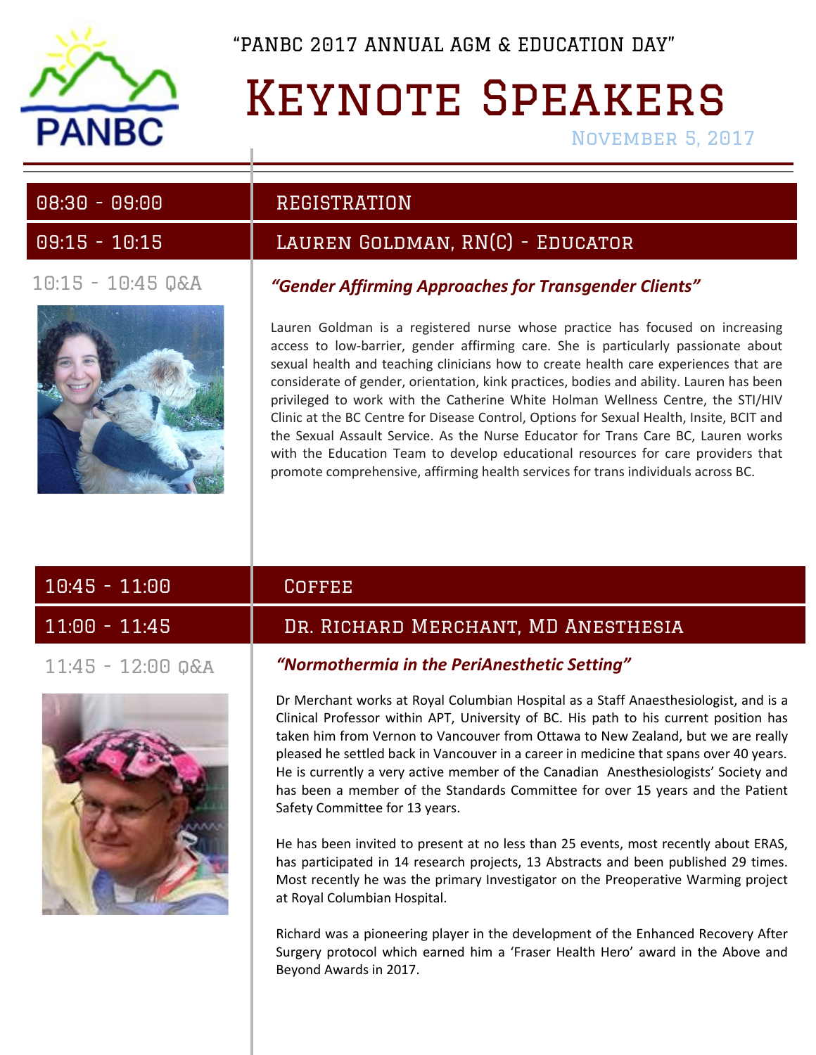PANBC

"PANBC 2017 ANNUAL AGM & EDUCATION DAY"

# Keynote Speakers

November 5, 2017

| | |
|---|---|
| 08:30 - 09:00 | REGISTRATION |
| 09:15 - 10:15 | Lauren Goldman, RN(C) - Educator |

10:15 - 10:45 Q&A

***"Gender Affirming Approaches for Transgender Clients"***

Lauren Goldman is a registered nurse whose practice has focused on increasing access to low-barrier, gender affirming care. She is particularly passionate about sexual health and teaching clinicians how to create health care experiences that are considerate of gender, orientation, kink practices, bodies and ability. Lauren has been privileged to work with the Catherine White Holman Wellness Centre, the STI/HIV Clinic at the BC Centre for Disease Control, Options for Sexual Health, Insite, BCIT and the Sexual Assault Service. As the Nurse Educator for Trans Care BC, Lauren works with the Education Team to develop educational resources for care providers that promote comprehensive, affirming health services for trans individuals across BC.

| | |
|---|---|
| 10:45 - 11:00 | Coffee |
| 11:00 - 11:45 | Dr. Richard Merchant, MD Anesthesia |

11:45 - 12:00 Q&A

***"Normothermia in the PeriAnesthetic Setting"***

Dr Merchant works at Royal Columbian Hospital as a Staff Anaesthesiologist, and is a Clinical Professor within APT, University of BC. His path to his current position has taken him from Vernon to Vancouver from Ottawa to New Zealand, but we are really pleased he settled back in Vancouver in a career in medicine that spans over 40 years. He is currently a very active member of the Canadian Anesthesiologists' Society and has been a member of the Standards Committee for over 15 years and the Patient Safety Committee for 13 years.

He has been invited to present at no less than 25 events, most recently about ERAS, has participated in 14 research projects, 13 Abstracts and been published 29 times. Most recently he was the primary Investigator on the Preoperative Warming project at Royal Columbian Hospital.

Richard was a pioneering player in the development of the Enhanced Recovery After Surgery protocol which earned him a 'Fraser Health Hero' award in the Above and Beyond Awards in 2017.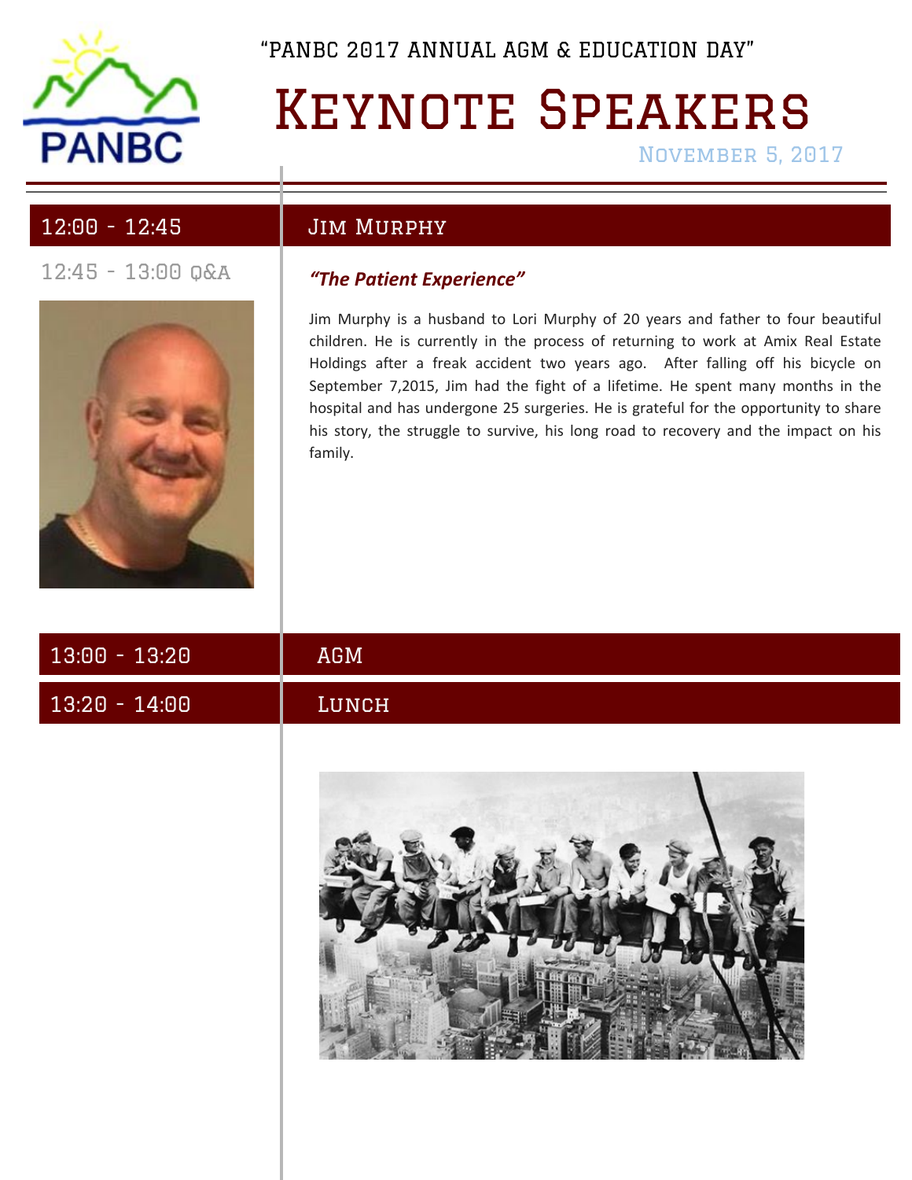"PANBC 2017 ANNUAL AGM & EDUCATION DAY"

# Keynote Speakers

November 5, 2017

| 12:00 - 12:45 | Jim Murphy |
|---|---|

12:45 - 13:00 Q&A

***"The Patient Experience"***

Jim Murphy is a husband to Lori Murphy of 20 years and father to four beautiful children. He is currently in the process of returning to work at Amix Real Estate Holdings after a freak accident two years ago. After falling off his bicycle on September 7,2015, Jim had the fight of a lifetime. He spent many months in the hospital and has undergone 25 surgeries. He is grateful for the opportunity to share his story, the struggle to survive, his long road to recovery and the impact on his family.

| 13:00 - 13:20 | AGM |
|---|---|
| 13:20 - 14:00 | Lunch |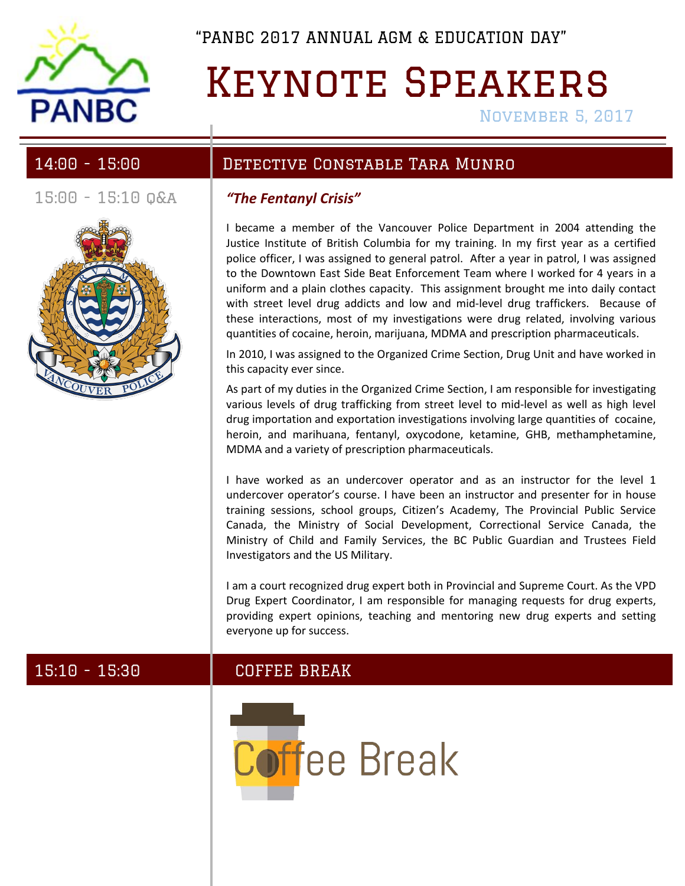"PANBC 2017 ANNUAL AGM & EDUCATION DAY"

# Keynote Speakers

November 5, 2017

## 14:00 - 15:00 — Detective Constable Tara Munro

15:00 - 15:10 Q&A

***"The Fentanyl Crisis"***

I became a member of the Vancouver Police Department in 2004 attending the Justice Institute of British Columbia for my training. In my first year as a certified police officer, I was assigned to general patrol. After a year in patrol, I was assigned to the Downtown East Side Beat Enforcement Team where I worked for 4 years in a uniform and a plain clothes capacity. This assignment brought me into daily contact with street level drug addicts and low and mid-level drug traffickers. Because of these interactions, most of my investigations were drug related, involving various quantities of cocaine, heroin, marijuana, MDMA and prescription pharmaceuticals.

In 2010, I was assigned to the Organized Crime Section, Drug Unit and have worked in this capacity ever since.

As part of my duties in the Organized Crime Section, I am responsible for investigating various levels of drug trafficking from street level to mid-level as well as high level drug importation and exportation investigations involving large quantities of cocaine, heroin, and marihuana, fentanyl, oxycodone, ketamine, GHB, methamphetamine, MDMA and a variety of prescription pharmaceuticals.

I have worked as an undercover operator and as an instructor for the level 1 undercover operator's course. I have been an instructor and presenter for in house training sessions, school groups, Citizen's Academy, The Provincial Public Service Canada, the Ministry of Social Development, Correctional Service Canada, the Ministry of Child and Family Services, the BC Public Guardian and Trustees Field Investigators and the US Military.

I am a court recognized drug expert both in Provincial and Supreme Court. As the VPD Drug Expert Coordinator, I am responsible for managing requests for drug experts, providing expert opinions, teaching and mentoring new drug experts and setting everyone up for success.

## 15:10 - 15:30 — COFFEE BREAK

Coffee Break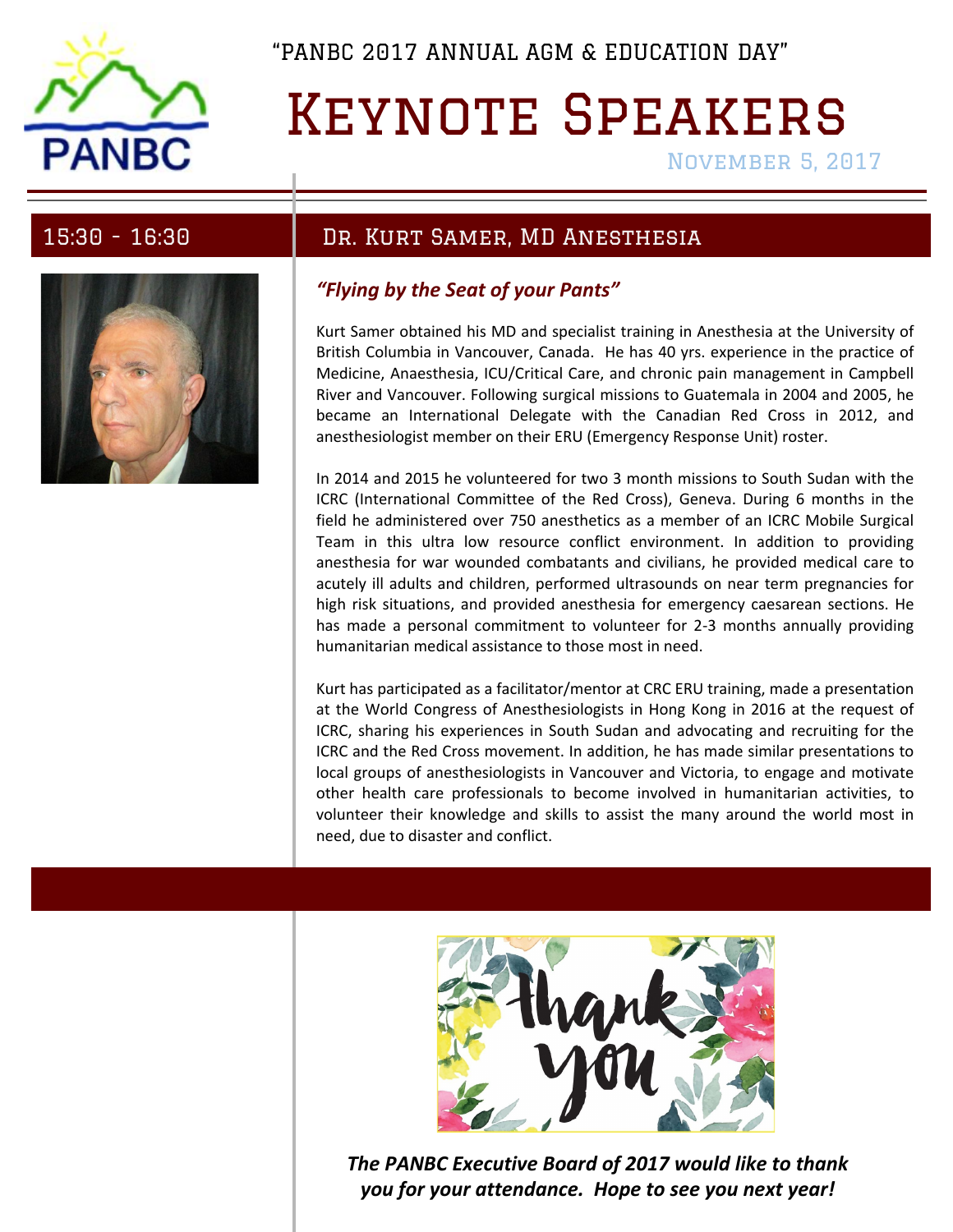"PANBC 2017 ANNUAL AGM & EDUCATION DAY"

# Keynote Speakers

November 5, 2017

## 15:30 - 16:30

## Dr. Kurt Samer, MD Anesthesia

***"Flying by the Seat of your Pants"***

Kurt Samer obtained his MD and specialist training in Anesthesia at the University of British Columbia in Vancouver, Canada. He has 40 yrs. experience in the practice of Medicine, Anaesthesia, ICU/Critical Care, and chronic pain management in Campbell River and Vancouver. Following surgical missions to Guatemala in 2004 and 2005, he became an International Delegate with the Canadian Red Cross in 2012, and anesthesiologist member on their ERU (Emergency Response Unit) roster.

In 2014 and 2015 he volunteered for two 3 month missions to South Sudan with the ICRC (International Committee of the Red Cross), Geneva. During 6 months in the field he administered over 750 anesthetics as a member of an ICRC Mobile Surgical Team in this ultra low resource conflict environment. In addition to providing anesthesia for war wounded combatants and civilians, he provided medical care to acutely ill adults and children, performed ultrasounds on near term pregnancies for high risk situations, and provided anesthesia for emergency caesarean sections. He has made a personal commitment to volunteer for 2-3 months annually providing humanitarian medical assistance to those most in need.

Kurt has participated as a facilitator/mentor at CRC ERU training, made a presentation at the World Congress of Anesthesiologists in Hong Kong in 2016 at the request of ICRC, sharing his experiences in South Sudan and advocating and recruiting for the ICRC and the Red Cross movement. In addition, he has made similar presentations to local groups of anesthesiologists in Vancouver and Victoria, to engage and motivate other health care professionals to become involved in humanitarian activities, to volunteer their knowledge and skills to assist the many around the world most in need, due to disaster and conflict.

***The PANBC Executive Board of 2017 would like to thank you for your attendance. Hope to see you next year!***